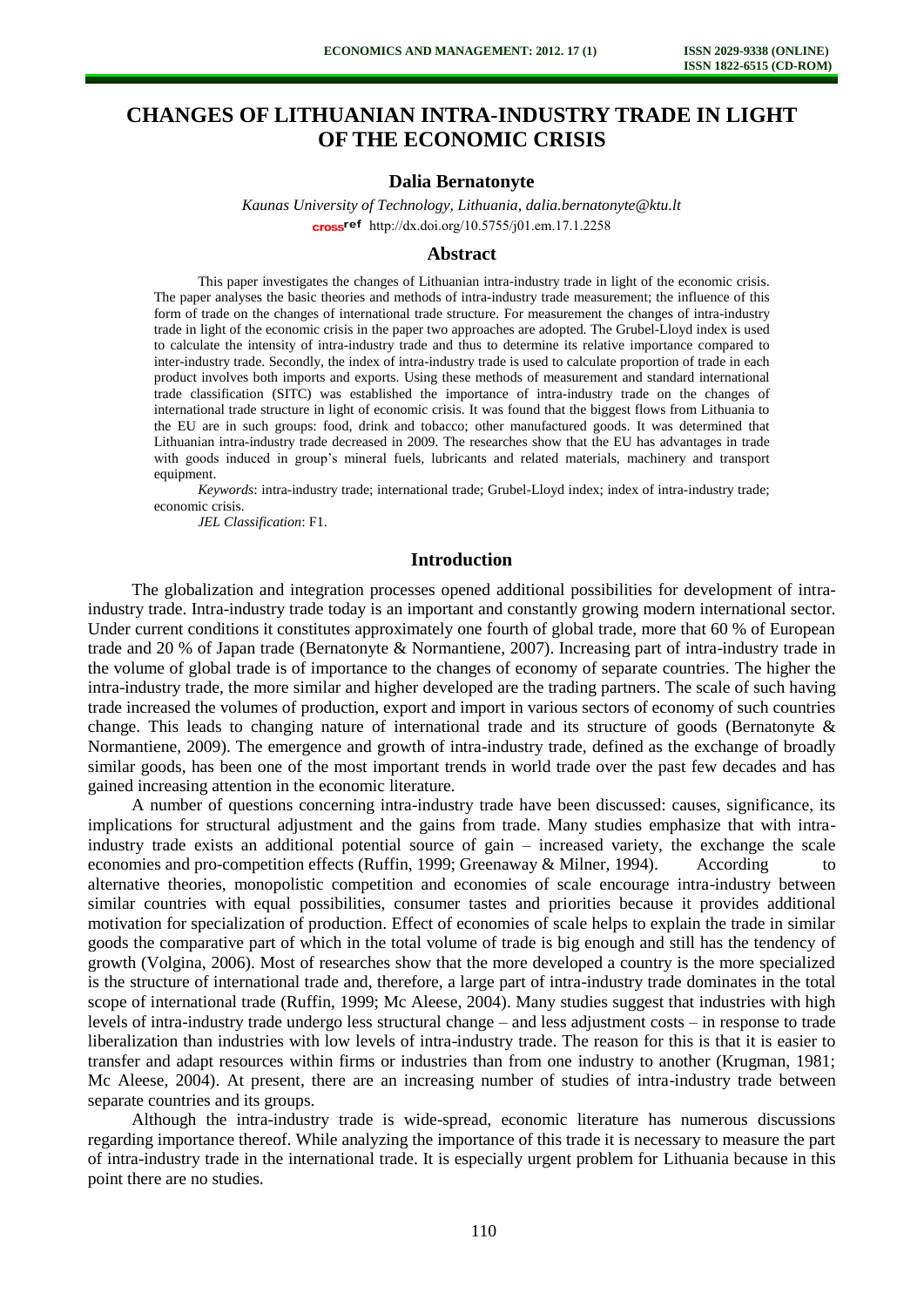# CHANGES OF LITHUANIAN INTRA-INDUSTRY TRADE IN LIGHT OF THE ECONOMIC CRISIS

**Dalia Bernatonyte**

*Kaunas University of Technology, Lithuania, dalia.bernatonyte@ktu.lt*
http://dx.doi.org/10.5755/j01.em.17.1.2258

## Abstract

This paper investigates the changes of Lithuanian intra-industry trade in light of the economic crisis. The paper analyses the basic theories and methods of intra-industry trade measurement; the influence of this form of trade on the changes of international trade structure. For measurement the changes of intra-industry trade in light of the economic crisis in the paper two approaches are adopted. The Grubel-Lloyd index is used to calculate the intensity of intra-industry trade and thus to determine its relative importance compared to inter-industry trade. Secondly, the index of intra-industry trade is used to calculate proportion of trade in each product involves both imports and exports. Using these methods of measurement and standard international trade classification (SITC) was established the importance of intra-industry trade on the changes of international trade structure in light of economic crisis. It was found that the biggest flows from Lithuania to the EU are in such groups: food, drink and tobacco; other manufactured goods. It was determined that Lithuanian intra-industry trade decreased in 2009. The researches show that the EU has advantages in trade with goods induced in group's mineral fuels, lubricants and related materials, machinery and transport equipment.

*Keywords*: intra-industry trade; international trade; Grubel-Lloyd index; index of intra-industry trade; economic crisis.

*JEL Classification*: F1.

## Introduction

The globalization and integration processes opened additional possibilities for development of intra-industry trade. Intra-industry trade today is an important and constantly growing modern international sector. Under current conditions it constitutes approximately one fourth of global trade, more that 60 % of European trade and 20 % of Japan trade (Bernatonyte & Normantiene, 2007). Increasing part of intra-industry trade in the volume of global trade is of importance to the changes of economy of separate countries. The higher the intra-industry trade, the more similar and higher developed are the trading partners. The scale of such having trade increased the volumes of production, export and import in various sectors of economy of such countries change. This leads to changing nature of international trade and its structure of goods (Bernatonyte & Normantiene, 2009). The emergence and growth of intra-industry trade, defined as the exchange of broadly similar goods, has been one of the most important trends in world trade over the past few decades and has gained increasing attention in the economic literature.

A number of questions concerning intra-industry trade have been discussed: causes, significance, its implications for structural adjustment and the gains from trade. Many studies emphasize that with intra-industry trade exists an additional potential source of gain – increased variety, the exchange the scale economies and pro-competition effects (Ruffin, 1999; Greenaway & Milner, 1994). According to alternative theories, monopolistic competition and economies of scale encourage intra-industry between similar countries with equal possibilities, consumer tastes and priorities because it provides additional motivation for specialization of production. Effect of economies of scale helps to explain the trade in similar goods the comparative part of which in the total volume of trade is big enough and still has the tendency of growth (Volgina, 2006). Most of researches show that the more developed a country is the more specialized is the structure of international trade and, therefore, a large part of intra-industry trade dominates in the total scope of international trade (Ruffin, 1999; Mc Aleese, 2004). Many studies suggest that industries with high levels of intra-industry trade undergo less structural change – and less adjustment costs – in response to trade liberalization than industries with low levels of intra-industry trade. The reason for this is that it is easier to transfer and adapt resources within firms or industries than from one industry to another (Krugman, 1981; Mc Aleese, 2004). At present, there are an increasing number of studies of intra-industry trade between separate countries and its groups.

Although the intra-industry trade is wide-spread, economic literature has numerous discussions regarding importance thereof. While analyzing the importance of this trade it is necessary to measure the part of intra-industry trade in the international trade. It is especially urgent problem for Lithuania because in this point there are no studies.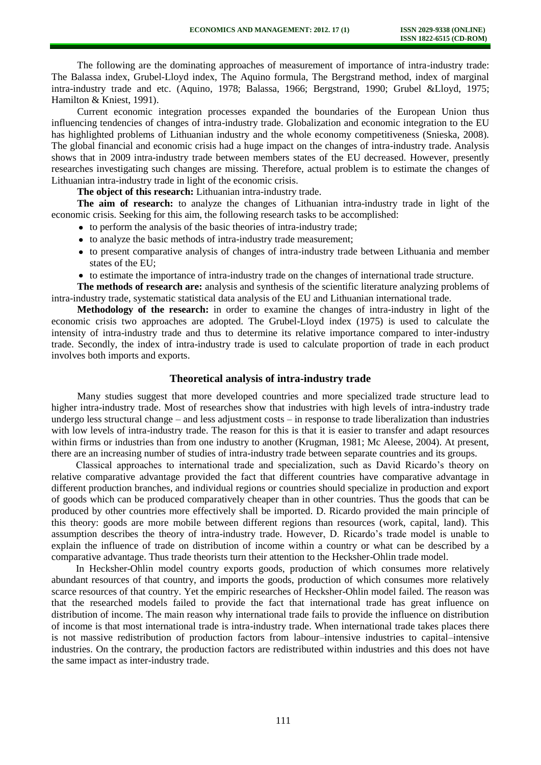The following are the dominating approaches of measurement of importance of intra-industry trade: The Balassa index, Grubel-Lloyd index, The Aquino formula, The Bergstrand method, index of marginal intra-industry trade and etc. (Aquino, 1978; Balassa, 1966; Bergstrand, 1990; Grubel &Lloyd, 1975; Hamilton & Kniest, 1991).

Current economic integration processes expanded the boundaries of the European Union thus influencing tendencies of changes of intra-industry trade. Globalization and economic integration to the EU has highlighted problems of Lithuanian industry and the whole economy competitiveness (Snieska, 2008). The global financial and economic crisis had a huge impact on the changes of intra-industry trade. Analysis shows that in 2009 intra-industry trade between members states of the EU decreased. However, presently researches investigating such changes are missing. Therefore, actual problem is to estimate the changes of Lithuanian intra-industry trade in light of the economic crisis.

**The object of this research:** Lithuanian intra-industry trade.

**The aim of research:** to analyze the changes of Lithuanian intra-industry trade in light of the economic crisis. Seeking for this aim, the following research tasks to be accomplished:

- to perform the analysis of the basic theories of intra-industry trade;
- to analyze the basic methods of intra-industry trade measurement;
- to present comparative analysis of changes of intra-industry trade between Lithuania and member states of the EU;
- to estimate the importance of intra-industry trade on the changes of international trade structure.

**The methods of research are:** analysis and synthesis of the scientific literature analyzing problems of intra-industry trade, systematic statistical data analysis of the EU and Lithuanian international trade.

**Methodology of the research:** in order to examine the changes of intra-industry in light of the economic crisis two approaches are adopted. The Grubel-Lloyd index (1975) is used to calculate the intensity of intra-industry trade and thus to determine its relative importance compared to inter-industry trade. Secondly, the index of intra-industry trade is used to calculate proportion of trade in each product involves both imports and exports.

## Theoretical analysis of intra-industry trade

Many studies suggest that more developed countries and more specialized trade structure lead to higher intra-industry trade. Most of researches show that industries with high levels of intra-industry trade undergo less structural change – and less adjustment costs – in response to trade liberalization than industries with low levels of intra-industry trade. The reason for this is that it is easier to transfer and adapt resources within firms or industries than from one industry to another (Krugman, 1981; Mc Aleese, 2004). At present, there are an increasing number of studies of intra-industry trade between separate countries and its groups.

Classical approaches to international trade and specialization, such as David Ricardo's theory on relative comparative advantage provided the fact that different countries have comparative advantage in different production branches, and individual regions or countries should specialize in production and export of goods which can be produced comparatively cheaper than in other countries. Thus the goods that can be produced by other countries more effectively shall be imported. D. Ricardo provided the main principle of this theory: goods are more mobile between different regions than resources (work, capital, land). This assumption describes the theory of intra-industry trade. However, D. Ricardo's trade model is unable to explain the influence of trade on distribution of income within a country or what can be described by a comparative advantage. Thus trade theorists turn their attention to the Hecksher-Ohlin trade model.

In Hecksher-Ohlin model country exports goods, production of which consumes more relatively abundant resources of that country, and imports the goods, production of which consumes more relatively scarce resources of that country. Yet the empiric researches of Hecksher-Ohlin model failed. The reason was that the researched models failed to provide the fact that international trade has great influence on distribution of income. The main reason why international trade fails to provide the influence on distribution of income is that most international trade is intra-industry trade. When international trade takes places there is not massive redistribution of production factors from labour–intensive industries to capital–intensive industries. On the contrary, the production factors are redistributed within industries and this does not have the same impact as inter-industry trade.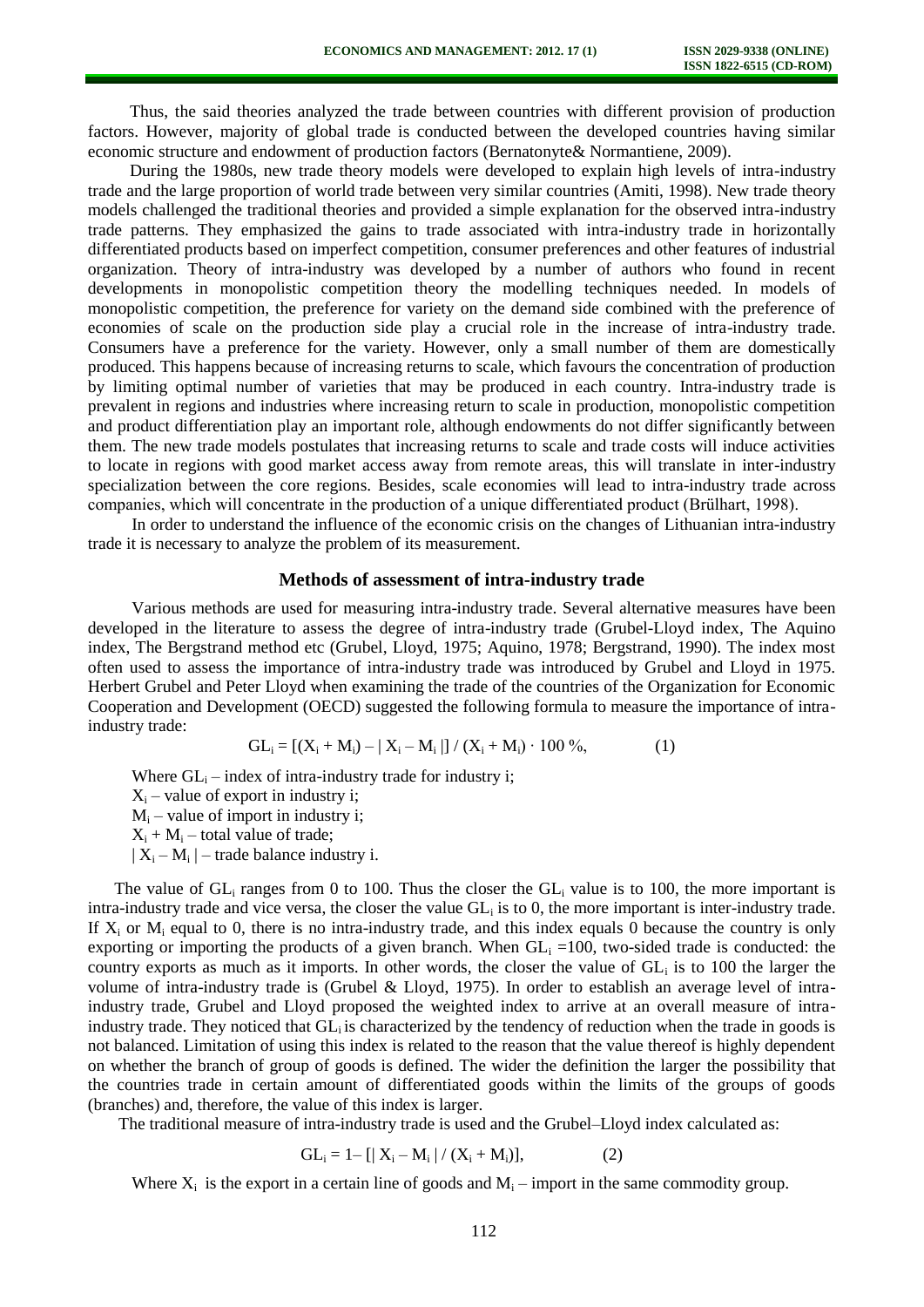Thus, the said theories analyzed the trade between countries with different provision of production factors. However, majority of global trade is conducted between the developed countries having similar economic structure and endowment of production factors (Bernatonyte& Normantiene, 2009).

During the 1980s, new trade theory models were developed to explain high levels of intra-industry trade and the large proportion of world trade between very similar countries (Amiti, 1998). New trade theory models challenged the traditional theories and provided a simple explanation for the observed intra-industry trade patterns. They emphasized the gains to trade associated with intra-industry trade in horizontally differentiated products based on imperfect competition, consumer preferences and other features of industrial organization. Theory of intra-industry was developed by a number of authors who found in recent developments in monopolistic competition theory the modelling techniques needed. In models of monopolistic competition, the preference for variety on the demand side combined with the preference of economies of scale on the production side play a crucial role in the increase of intra-industry trade. Consumers have a preference for the variety. However, only a small number of them are domestically produced. This happens because of increasing returns to scale, which favours the concentration of production by limiting optimal number of varieties that may be produced in each country. Intra-industry trade is prevalent in regions and industries where increasing return to scale in production, monopolistic competition and product differentiation play an important role, although endowments do not differ significantly between them. The new trade models postulates that increasing returns to scale and trade costs will induce activities to locate in regions with good market access away from remote areas, this will translate in inter-industry specialization between the core regions. Besides, scale economies will lead to intra-industry trade across companies, which will concentrate in the production of a unique differentiated product (Brülhart, 1998).

In order to understand the influence of the economic crisis on the changes of Lithuanian intra-industry trade it is necessary to analyze the problem of its measurement.

## Methods of assessment of intra-industry trade

Various methods are used for measuring intra-industry trade. Several alternative measures have been developed in the literature to assess the degree of intra-industry trade (Grubel-Lloyd index, The Aquino index, The Bergstrand method etc (Grubel, Lloyd, 1975; Aquino, 1978; Bergstrand, 1990). The index most often used to assess the importance of intra-industry trade was introduced by Grubel and Lloyd in 1975. Herbert Grubel and Peter Lloyd when examining the trade of the countries of the Organization for Economic Cooperation and Development (OECD) suggested the following formula to measure the importance of intra-industry trade:

$$GL_i = [(X_i + M_i) - | X_i - M_i |] / (X_i + M_i) \cdot 100\ \%, \qquad (1)$$

Where $GL_i$ – index of intra-industry trade for industry i;

$X_i$ – value of export in industry i;

$M_i$ – value of import in industry i;

$X_i + M_i$ – total value of trade;

$| X_i - M_i |$ – trade balance industry i.

The value of $GL_i$ ranges from 0 to 100. Thus the closer the $GL_i$ value is to 100, the more important is intra-industry trade and vice versa, the closer the value $GL_i$ is to 0, the more important is inter-industry trade. If $X_i$ or $M_i$ equal to 0, there is no intra-industry trade, and this index equals 0 because the country is only exporting or importing the products of a given branch. When $GL_i = 100$, two-sided trade is conducted: the country exports as much as it imports. In other words, the closer the value of $GL_i$ is to 100 the larger the volume of intra-industry trade is (Grubel & Lloyd, 1975). In order to establish an average level of intra-industry trade, Grubel and Lloyd proposed the weighted index to arrive at an overall measure of intra-industry trade. They noticed that $GL_i$ is characterized by the tendency of reduction when the trade in goods is not balanced. Limitation of using this index is related to the reason that the value thereof is highly dependent on whether the branch of group of goods is defined. The wider the definition the larger the possibility that the countries trade in certain amount of differentiated goods within the limits of the groups of goods (branches) and, therefore, the value of this index is larger.

The traditional measure of intra-industry trade is used and the Grubel–Lloyd index calculated as:

$$GL_i = 1 - [| X_i - M_i | / (X_i + M_i)], \qquad (2)$$

Where $X_i$ is the export in a certain line of goods and $M_i$ – import in the same commodity group.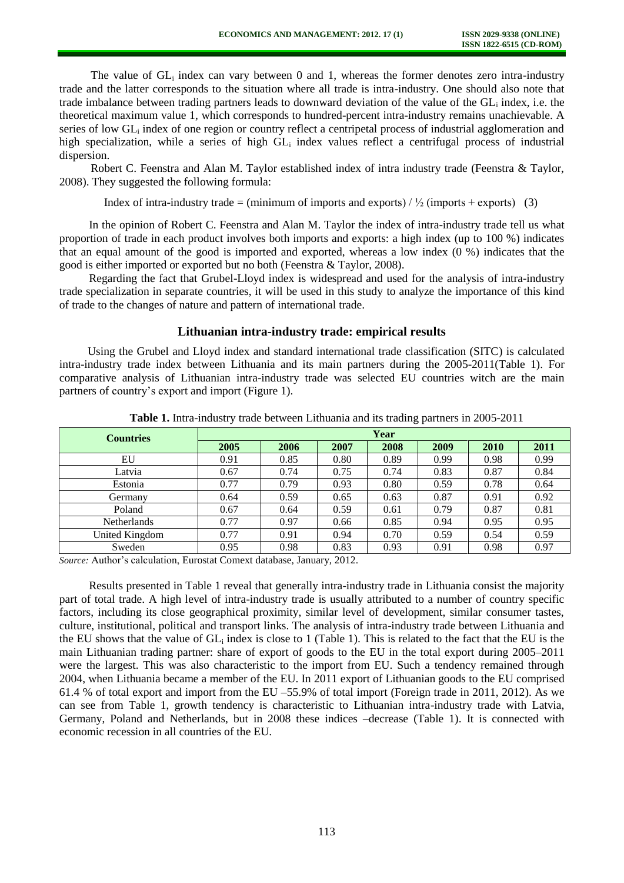The value of $GL_i$ index can vary between 0 and 1, whereas the former denotes zero intra-industry trade and the latter corresponds to the situation where all trade is intra-industry. One should also note that trade imbalance between trading partners leads to downward deviation of the value of the $GL_i$ index, i.e. the theoretical maximum value 1, which corresponds to hundred-percent intra-industry remains unachievable. A series of low $GL_i$ index of one region or country reflect a centripetal process of industrial agglomeration and high specialization, while a series of high $GL_i$ index values reflect a centrifugal process of industrial dispersion.

Robert C. Feenstra and Alan M. Taylor established index of intra industry trade (Feenstra & Taylor, 2008). They suggested the following formula:

$$\text{Index of intra-industry trade} = (\text{minimum of imports and exports}) / \tfrac{1}{2}\,(\text{imports} + \text{exports}) \quad (3)$$

In the opinion of Robert C. Feenstra and Alan M. Taylor the index of intra-industry trade tell us what proportion of trade in each product involves both imports and exports: a high index (up to 100 %) indicates that an equal amount of the good is imported and exported, whereas a low index (0 %) indicates that the good is either imported or exported but no both (Feenstra & Taylor, 2008).

Regarding the fact that Grubel-Lloyd index is widespread and used for the analysis of intra-industry trade specialization in separate countries, it will be used in this study to analyze the importance of this kind of trade to the changes of nature and pattern of international trade.

## Lithuanian intra-industry trade: empirical results

Using the Grubel and Lloyd index and standard international trade classification (SITC) is calculated intra-industry trade index between Lithuania and its main partners during the 2005-2011(Table 1). For comparative analysis of Lithuanian intra-industry trade was selected EU countries witch are the main partners of country's export and import (Figure 1).

**Table 1.** Intra-industry trade between Lithuania and its trading partners in 2005-2011

| Countries | Year | | | | | | |
|---|---|---|---|---|---|---|---|
| | **2005** | **2006** | **2007** | **2008** | **2009** | **2010** | **2011** |
| EU | 0.91 | 0.85 | 0.80 | 0.89 | 0.99 | 0.98 | 0.99 |
| Latvia | 0.67 | 0.74 | 0.75 | 0.74 | 0.83 | 0.87 | 0.84 |
| Estonia | 0.77 | 0.79 | 0.93 | 0.80 | 0.59 | 0.78 | 0.64 |
| Germany | 0.64 | 0.59 | 0.65 | 0.63 | 0.87 | 0.91 | 0.92 |
| Poland | 0.67 | 0.64 | 0.59 | 0.61 | 0.79 | 0.87 | 0.81 |
| Netherlands | 0.77 | 0.97 | 0.66 | 0.85 | 0.94 | 0.95 | 0.95 |
| United Kingdom | 0.77 | 0.91 | 0.94 | 0.70 | 0.59 | 0.54 | 0.59 |
| Sweden | 0.95 | 0.98 | 0.83 | 0.93 | 0.91 | 0.98 | 0.97 |

*Source:* Author's calculation, Eurostat Comext database, January, 2012.

Results presented in Table 1 reveal that generally intra-industry trade in Lithuania consist the majority part of total trade. A high level of intra-industry trade is usually attributed to a number of country specific factors, including its close geographical proximity, similar level of development, similar consumer tastes, culture, institutional, political and transport links. The analysis of intra-industry trade between Lithuania and the EU shows that the value of $GL_i$ index is close to 1 (Table 1). This is related to the fact that the EU is the main Lithuanian trading partner: share of export of goods to the EU in the total export during 2005–2011 were the largest. This was also characteristic to the import from EU. Such a tendency remained through 2004, when Lithuania became a member of the EU. In 2011 export of Lithuanian goods to the EU comprised 61.4 % of total export and import from the EU –55.9% of total import (Foreign trade in 2011, 2012). As we can see from Table 1, growth tendency is characteristic to Lithuanian intra-industry trade with Latvia, Germany, Poland and Netherlands, but in 2008 these indices –decrease (Table 1). It is connected with economic recession in all countries of the EU.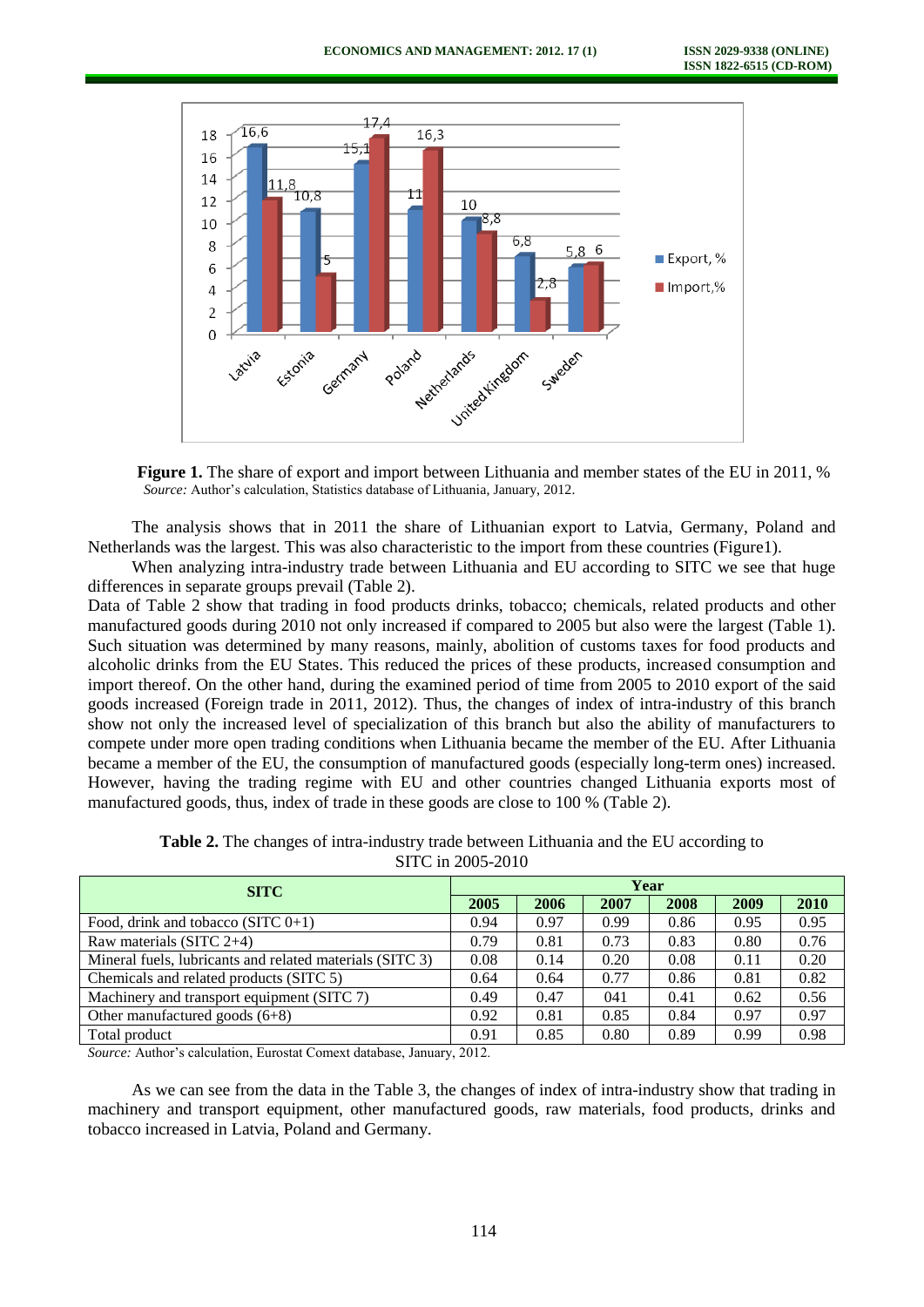**Figure 1.** The share of export and import between Lithuania and member states of the EU in 2011, %
*Source:* Author's calculation, Statistics database of Lithuania, January, 2012.

The analysis shows that in 2011 the share of Lithuanian export to Latvia, Germany, Poland and Netherlands was the largest. This was also characteristic to the import from these countries (Figure1).

When analyzing intra-industry trade between Lithuania and EU according to SITC we see that huge differences in separate groups prevail (Table 2).

Data of Table 2 show that trading in food products drinks, tobacco; chemicals, related products and other manufactured goods during 2010 not only increased if compared to 2005 but also were the largest (Table 1). Such situation was determined by many reasons, mainly, abolition of customs taxes for food products and alcoholic drinks from the EU States. This reduced the prices of these products, increased consumption and import thereof. On the other hand, during the examined period of time from 2005 to 2010 export of the said goods increased (Foreign trade in 2011, 2012). Thus, the changes of index of intra-industry of this branch show not only the increased level of specialization of this branch but also the ability of manufacturers to compete under more open trading conditions when Lithuania became the member of the EU. After Lithuania became a member of the EU, the consumption of manufactured goods (especially long-term ones) increased. However, having the trading regime with EU and other countries changed Lithuania exports most of manufactured goods, thus, index of trade in these goods are close to 100 % (Table 2).

**Table 2.** The changes of intra-industry trade between Lithuania and the EU according to SITC in 2005-2010

| SITC | Year | | | | | |
|---|---|---|---|---|---|---|
| | 2005 | 2006 | 2007 | 2008 | 2009 | 2010 |
| Food, drink and tobacco (SITC 0+1) | 0.94 | 0.97 | 0.99 | 0.86 | 0.95 | 0.95 |
| Raw materials (SITC 2+4) | 0.79 | 0.81 | 0.73 | 0.83 | 0.80 | 0.76 |
| Mineral fuels, lubricants and related materials (SITC 3) | 0.08 | 0.14 | 0.20 | 0.08 | 0.11 | 0.20 |
| Chemicals and related products (SITC 5) | 0.64 | 0.64 | 0.77 | 0.86 | 0.81 | 0.82 |
| Machinery and transport equipment (SITC 7) | 0.49 | 0.47 | 041 | 0.41 | 0.62 | 0.56 |
| Other manufactured goods (6+8) | 0.92 | 0.81 | 0.85 | 0.84 | 0.97 | 0.97 |
| Total product | 0.91 | 0.85 | 0.80 | 0.89 | 0.99 | 0.98 |

*Source:* Author's calculation, Eurostat Comext database, January, 2012.

As we can see from the data in the Table 3, the changes of index of intra-industry show that trading in machinery and transport equipment, other manufactured goods, raw materials, food products, drinks and tobacco increased in Latvia, Poland and Germany.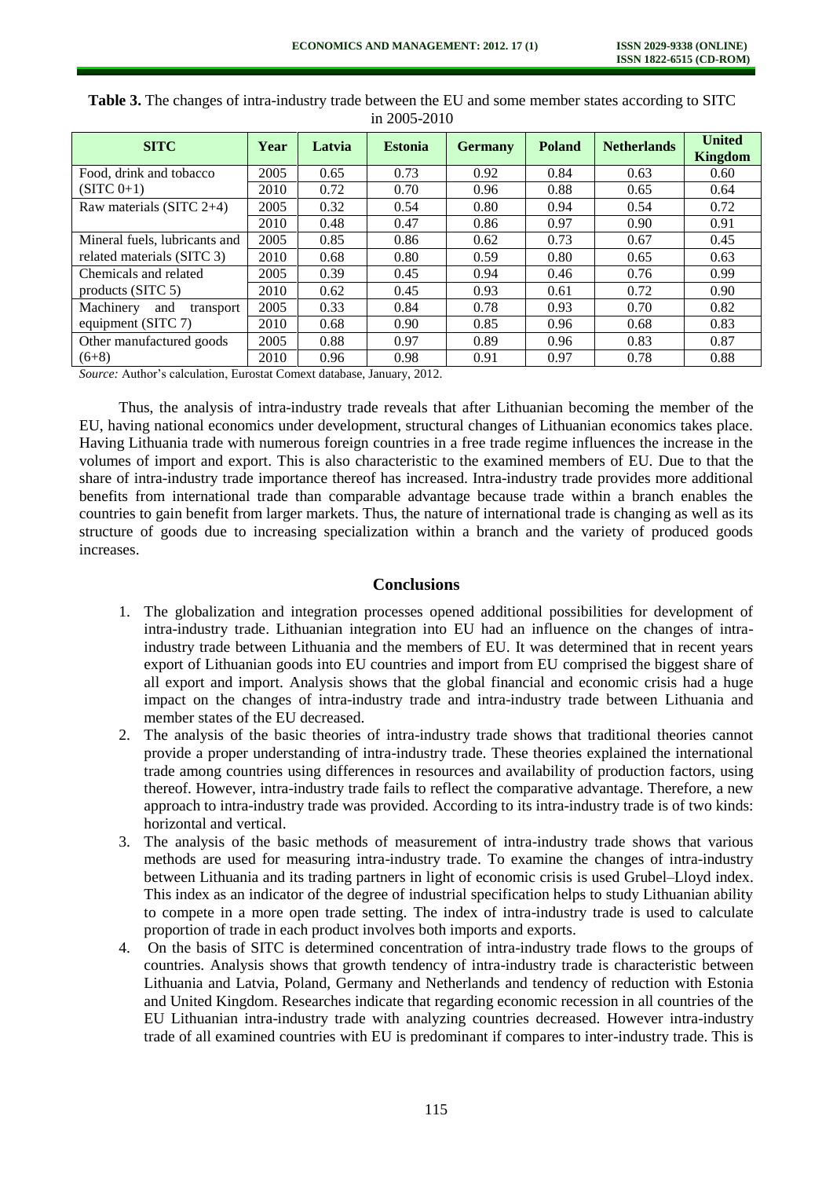**Table 3.** The changes of intra-industry trade between the EU and some member states according to SITC in 2005-2010

| SITC | Year | Latvia | Estonia | Germany | Poland | Netherlands | United Kingdom |
|---|---|---|---|---|---|---|---|
| Food, drink and tobacco (SITC 0+1) | 2005 | 0.65 | 0.73 | 0.92 | 0.84 | 0.63 | 0.60 |
| | 2010 | 0.72 | 0.70 | 0.96 | 0.88 | 0.65 | 0.64 |
| Raw materials (SITC 2+4) | 2005 | 0.32 | 0.54 | 0.80 | 0.94 | 0.54 | 0.72 |
| | 2010 | 0.48 | 0.47 | 0.86 | 0.97 | 0.90 | 0.91 |
| Mineral fuels, lubricants and related materials (SITC 3) | 2005 | 0.85 | 0.86 | 0.62 | 0.73 | 0.67 | 0.45 |
| | 2010 | 0.68 | 0.80 | 0.59 | 0.80 | 0.65 | 0.63 |
| Chemicals and related products (SITC 5) | 2005 | 0.39 | 0.45 | 0.94 | 0.46 | 0.76 | 0.99 |
| | 2010 | 0.62 | 0.45 | 0.93 | 0.61 | 0.72 | 0.90 |
| Machinery and transport equipment (SITC 7) | 2005 | 0.33 | 0.84 | 0.78 | 0.93 | 0.70 | 0.82 |
| | 2010 | 0.68 | 0.90 | 0.85 | 0.96 | 0.68 | 0.83 |
| Other manufactured goods (6+8) | 2005 | 0.88 | 0.97 | 0.89 | 0.96 | 0.83 | 0.87 |
| | 2010 | 0.96 | 0.98 | 0.91 | 0.97 | 0.78 | 0.88 |

*Source:* Author's calculation, Eurostat Comext database, January, 2012.

Thus, the analysis of intra-industry trade reveals that after Lithuanian becoming the member of the EU, having national economics under development, structural changes of Lithuanian economics takes place. Having Lithuania trade with numerous foreign countries in a free trade regime influences the increase in the volumes of import and export. This is also characteristic to the examined members of EU. Due to that the share of intra-industry trade importance thereof has increased. Intra-industry trade provides more additional benefits from international trade than comparable advantage because trade within a branch enables the countries to gain benefit from larger markets. Thus, the nature of international trade is changing as well as its structure of goods due to increasing specialization within a branch and the variety of produced goods increases.

## Conclusions

1. The globalization and integration processes opened additional possibilities for development of intra-industry trade. Lithuanian integration into EU had an influence on the changes of intra-industry trade between Lithuania and the members of EU. It was determined that in recent years export of Lithuanian goods into EU countries and import from EU comprised the biggest share of all export and import. Analysis shows that the global financial and economic crisis had a huge impact on the changes of intra-industry trade and intra-industry trade between Lithuania and member states of the EU decreased.
2. The analysis of the basic theories of intra-industry trade shows that traditional theories cannot provide a proper understanding of intra-industry trade. These theories explained the international trade among countries using differences in resources and availability of production factors, using thereof. However, intra-industry trade fails to reflect the comparative advantage. Therefore, a new approach to intra-industry trade was provided. According to its intra-industry trade is of two kinds: horizontal and vertical.
3. The analysis of the basic methods of measurement of intra-industry trade shows that various methods are used for measuring intra-industry trade. To examine the changes of intra-industry between Lithuania and its trading partners in light of economic crisis is used Grubel–Lloyd index. This index as an indicator of the degree of industrial specification helps to study Lithuanian ability to compete in a more open trade setting. The index of intra-industry trade is used to calculate proportion of trade in each product involves both imports and exports.
4. On the basis of SITC is determined concentration of intra-industry trade flows to the groups of countries. Analysis shows that growth tendency of intra-industry trade is characteristic between Lithuania and Latvia, Poland, Germany and Netherlands and tendency of reduction with Estonia and United Kingdom. Researches indicate that regarding economic recession in all countries of the EU Lithuanian intra-industry trade with analyzing countries decreased. However intra-industry trade of all examined countries with EU is predominant if compares to inter-industry trade. This is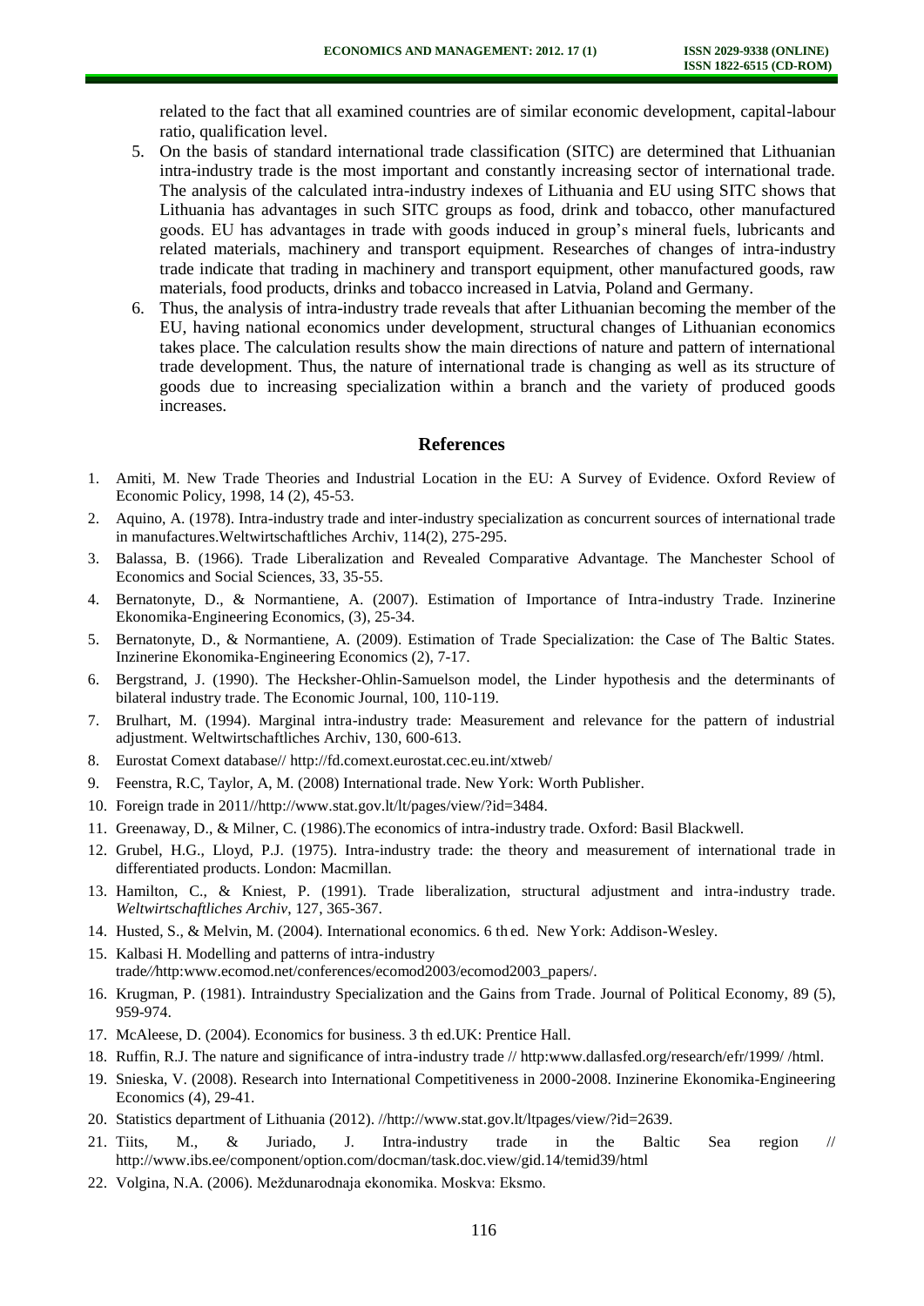related to the fact that all examined countries are of similar economic development, capital-labour ratio, qualification level.

5. On the basis of standard international trade classification (SITC) are determined that Lithuanian intra-industry trade is the most important and constantly increasing sector of international trade. The analysis of the calculated intra-industry indexes of Lithuania and EU using SITC shows that Lithuania has advantages in such SITC groups as food, drink and tobacco, other manufactured goods. EU has advantages in trade with goods induced in group's mineral fuels, lubricants and related materials, machinery and transport equipment. Researches of changes of intra-industry trade indicate that trading in machinery and transport equipment, other manufactured goods, raw materials, food products, drinks and tobacco increased in Latvia, Poland and Germany.
6. Thus, the analysis of intra-industry trade reveals that after Lithuanian becoming the member of the EU, having national economics under development, structural changes of Lithuanian economics takes place. The calculation results show the main directions of nature and pattern of international trade development. Thus, the nature of international trade is changing as well as its structure of goods due to increasing specialization within a branch and the variety of produced goods increases.

## References

1. Amiti, M. New Trade Theories and Industrial Location in the EU: A Survey of Evidence. Oxford Review of Economic Policy, 1998, 14 (2), 45-53.
2. Aquino, A. (1978). Intra-industry trade and inter-industry specialization as concurrent sources of international trade in manufactures.Weltwirtschaftliches Archiv, 114(2), 275-295.
3. Balassa, B. (1966). Trade Liberalization and Revealed Comparative Advantage. The Manchester School of Economics and Social Sciences, 33, 35-55.
4. Bernatonyte, D., & Normantiene, A. (2007). Estimation of Importance of Intra-industry Trade. Inzinerine Ekonomika-Engineering Economics, (3), 25-34.
5. Bernatonyte, D., & Normantiene, A. (2009). Estimation of Trade Specialization: the Case of The Baltic States. Inzinerine Ekonomika-Engineering Economics (2), 7-17.
6. Bergstrand, J. (1990). The Hecksher-Ohlin-Samuelson model, the Linder hypothesis and the determinants of bilateral industry trade. The Economic Journal, 100, 110-119.
7. Brulhart, M. (1994). Marginal intra-industry trade: Measurement and relevance for the pattern of industrial adjustment. Weltwirtschaftliches Archiv, 130, 600-613.
8. Eurostat Comext database// http://fd.comext.eurostat.cec.eu.int/xtweb/
9. Feenstra, R.C, Taylor, A, M. (2008) International trade. New York: Worth Publisher.
10. Foreign trade in 2011//http://www.stat.gov.lt/lt/pages/view/?id=3484.
11. Greenaway, D., & Milner, C. (1986).The economics of intra-industry trade. Oxford: Basil Blackwell.
12. Grubel, H.G., Lloyd, P.J. (1975). Intra-industry trade: the theory and measurement of international trade in differentiated products. London: Macmillan.
13. Hamilton, C., & Kniest, P. (1991). Trade liberalization, structural adjustment and intra-industry trade. *Weltwirtschaftliches Archiv*, 127, 365-367.
14. Husted, S., & Melvin, M. (2004). International economics. 6 th ed. New York: Addison-Wesley.
15. Kalbasi H. Modelling and patterns of intra-industry trade//http:www.ecomod.net/conferences/ecomod2003/ecomod2003_papers/.
16. Krugman, P. (1981). Intraindustry Specialization and the Gains from Trade. Journal of Political Economy, 89 (5), 959-974.
17. McAleese, D. (2004). Economics for business. 3 th ed.UK: Prentice Hall.
18. Ruffin, R.J. The nature and significance of intra-industry trade // http:www.dallasfed.org/research/efr/1999/ /html.
19. Snieska, V. (2008). Research into International Competitiveness in 2000-2008. Inzinerine Ekonomika-Engineering Economics (4), 29-41.
20. Statistics department of Lithuania (2012). //http://www.stat.gov.lt/ltpages/view/?id=2639.
21. Tiits, M., & Juriado, J. Intra-industry trade in the Baltic Sea region // http://www.ibs.ee/component/option.com/docman/task.doc.view/gid.14/temid39/html
22. Volgina, N.A. (2006). Meždunarodnaja ekonomika. Moskva: Eksmo.